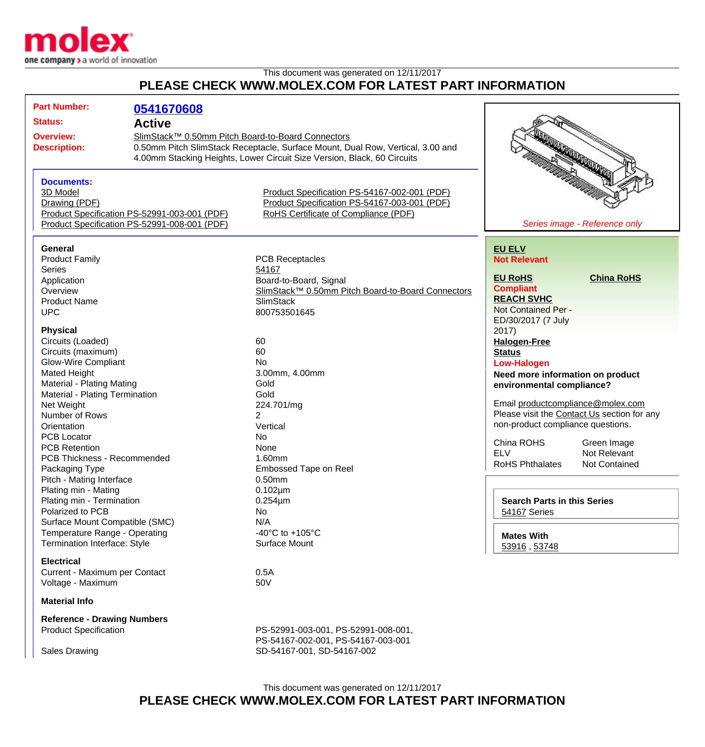This document was generated on 12/11/2017

**PLEASE CHECK WWW.MOLEX.COM FOR LATEST PART INFORMATION**

| | |
|---|---|
| **Part Number:** | **0541670608** |
| **Status:** | **Active** |
| **Overview:** | SlimStack™ 0.50mm Pitch Board-to-Board Connectors |
| **Description:** | 0.50mm Pitch SlimStack Receptacle, Surface Mount, Dual Row, Vertical, 3.00 and 4.00mm Stacking Heights, Lower Circuit Size Version, Black, 60 Circuits |

**Documents:**

- 3D Model
- Drawing (PDF)
- Product Specification PS-52991-003-001 (PDF)
- Product Specification PS-52991-008-001 (PDF)
- Product Specification PS-54167-002-001 (PDF)
- Product Specification PS-54167-003-001 (PDF)
- RoHS Certificate of Compliance (PDF)

*Series image - Reference only*

**General**

| | |
|---|---|
| Product Family | PCB Receptacles |
| Series | 54167 |
| Application | Board-to-Board, Signal |
| Overview | SlimStack™ 0.50mm Pitch Board-to-Board Connectors |
| Product Name | SlimStack |
| UPC | 800753501645 |

**Physical**

| | |
|---|---|
| Circuits (Loaded) | 60 |
| Circuits (maximum) | 60 |
| Glow-Wire Compliant | No |
| Mated Height | 3.00mm, 4.00mm |
| Material - Plating Mating | Gold |
| Material - Plating Termination | Gold |
| Net Weight | 224.701/mg |
| Number of Rows | 2 |
| Orientation | Vertical |
| PCB Locator | No |
| PCB Retention | None |
| PCB Thickness - Recommended | 1.60mm |
| Packaging Type | Embossed Tape on Reel |
| Pitch - Mating Interface | 0.50mm |
| Plating min - Mating | 0.102µm |
| Plating min - Termination | 0.254µm |
| Polarized to PCB | No |
| Surface Mount Compatible (SMC) | N/A |
| Temperature Range - Operating | -40°C to +105°C |
| Termination Interface: Style | Surface Mount |

**Electrical**

| | |
|---|---|
| Current - Maximum per Contact | 0.5A |
| Voltage - Maximum | 50V |

**Material Info**

**Reference - Drawing Numbers**

| | |
|---|---|
| Product Specification | PS-52991-003-001, PS-52991-008-001, PS-54167-002-001, PS-54167-003-001 |
| Sales Drawing | SD-54167-001, SD-54167-002 |

**EU ELV**
**Not Relevant**

**EU RoHS** — **Compliant**

**China RoHS**

**REACH SVHC**
Not Contained Per - ED/30/2017 (7 July 2017)

**Halogen-Free Status**
**Low-Halogen**

**Need more information on product environmental compliance?**

Email productcompliance@molex.com
Please visit the Contact Us section for any non-product compliance questions.

| | |
|---|---|
| China ROHS | Green Image |
| ELV | Not Relevant |
| RoHS Phthalates | Not Contained |

**Search Parts in this Series**
54167 Series

**Mates With**
53916 , 53748

This document was generated on 12/11/2017

**PLEASE CHECK WWW.MOLEX.COM FOR LATEST PART INFORMATION**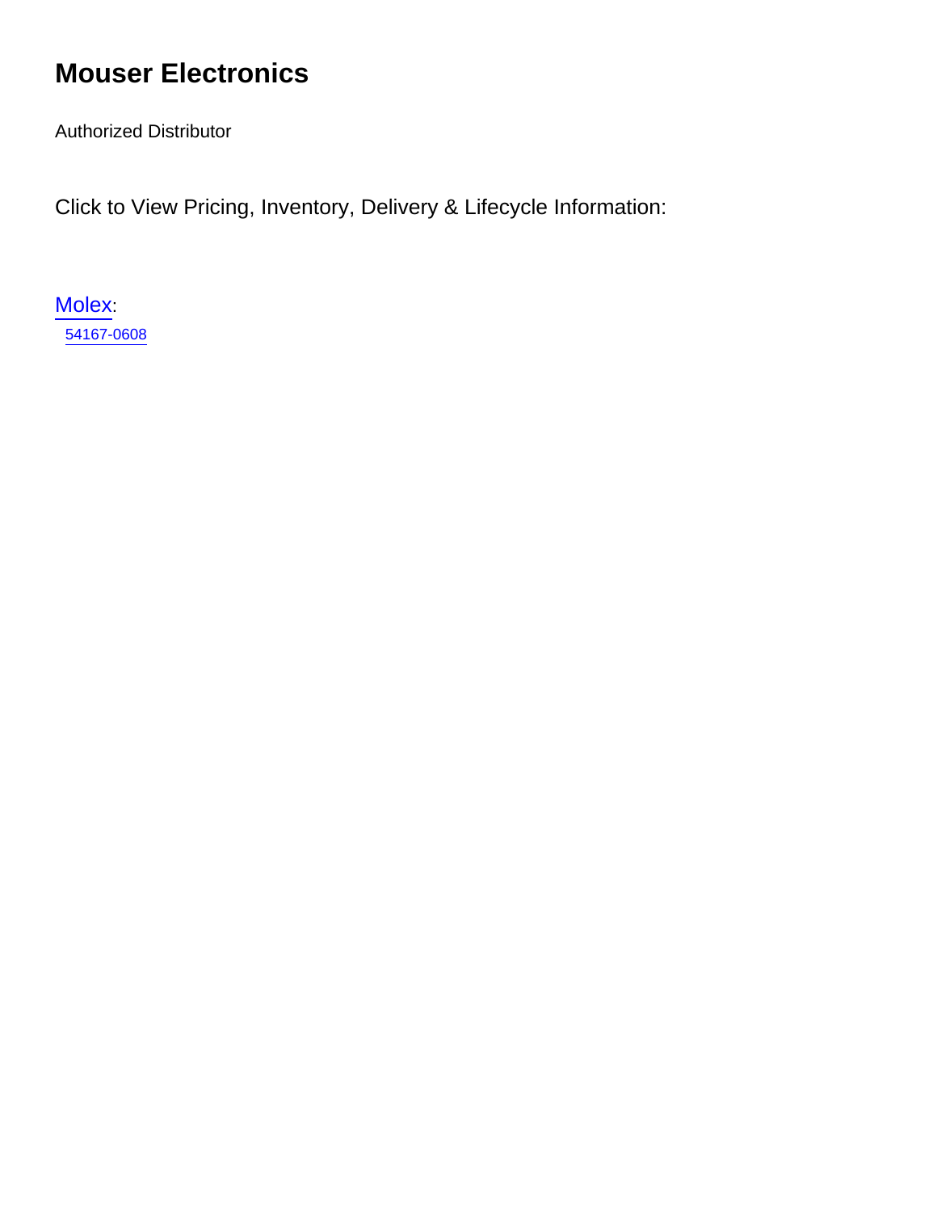# Mouser Electronics

Authorized Distributor

Click to View Pricing, Inventory, Delivery & Lifecycle Information:

Molex:

54167-0608